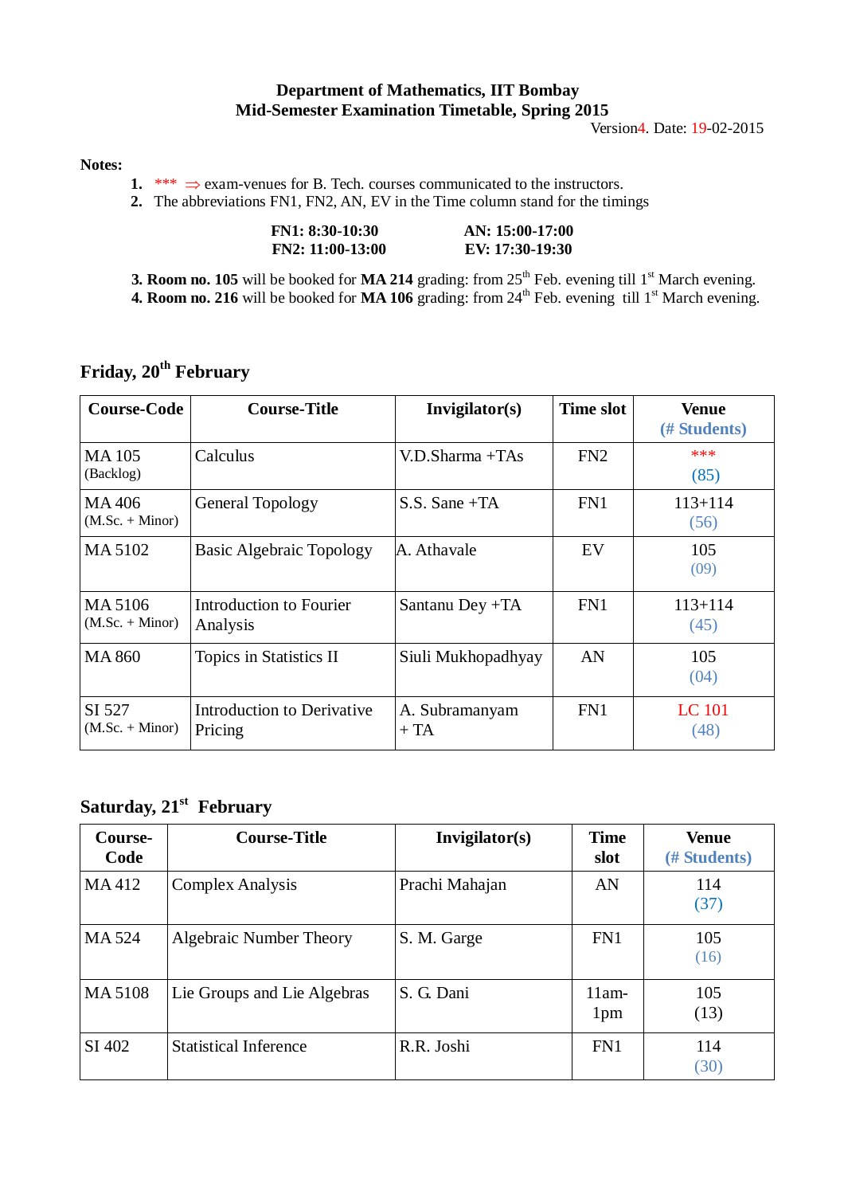**Department of Mathematics, IIT Bombay**
**Mid-Semester Examination Timetable, Spring 2015**

Version4. Date: 19-02-2015

**Notes:**

1. *** ⇒ exam-venues for B. Tech. courses communicated to the instructors.
2. The abbreviations FN1, FN2, AN, EV in the Time column stand for the timings

| | |
|---|---|
| **FN1: 8:30-10:30** | **AN: 15:00-17:00** |
| **FN2: 11:00-13:00** | **EV: 17:30-19:30** |

3. **Room no. 105** will be booked for **MA 214** grading: from 25th Feb. evening till 1st March evening.
4. **Room no. 216** will be booked for **MA 106** grading: from 24th Feb. evening till 1st March evening.

## Friday, 20th February

| Course-Code | Course-Title | Invigilator(s) | Time slot | Venue (# Students) |
|---|---|---|---|---|
| MA 105 (Backlog) | Calculus | V.D.Sharma +TAs | FN2 | *** (85) |
| MA 406 (M.Sc. + Minor) | General Topology | S.S. Sane +TA | FN1 | 113+114 (56) |
| MA 5102 | Basic Algebraic Topology | A. Athavale | EV | 105 (09) |
| MA 5106 (M.Sc. + Minor) | Introduction to Fourier Analysis | Santanu Dey +TA | FN1 | 113+114 (45) |
| MA 860 | Topics in Statistics II | Siuli Mukhopadhyay | AN | 105 (04) |
| SI 527 (M.Sc. + Minor) | Introduction to Derivative Pricing | A. Subramanyam + TA | FN1 | LC 101 (48) |

## Saturday, 21st February

| Course-Code | Course-Title | Invigilator(s) | Time slot | Venue (# Students) |
|---|---|---|---|---|
| MA 412 | Complex Analysis | Prachi Mahajan | AN | 114 (37) |
| MA 524 | Algebraic Number Theory | S. M. Garge | FN1 | 105 (16) |
| MA 5108 | Lie Groups and Lie Algebras | S. G. Dani | 11am-1pm | 105 (13) |
| SI 402 | Statistical Inference | R.R. Joshi | FN1 | 114 (30) |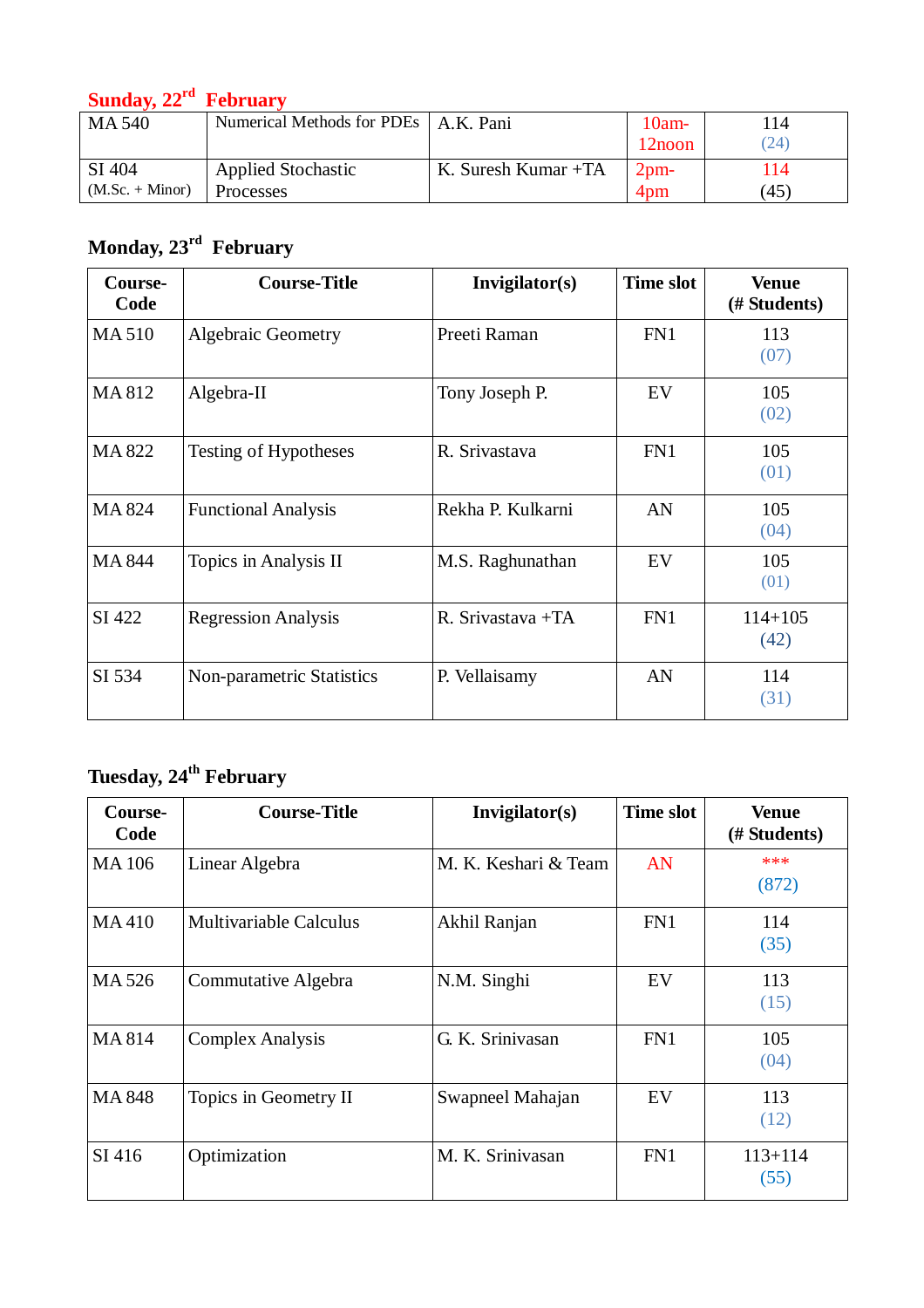### Sunday, 22[rd] February

| | | | | |
|---|---|---|---|---|
| MA 540 | Numerical Methods for PDEs | A.K. Pani | 10am-12noon | 114 (24) |
| SI 404 (M.Sc. + Minor) | Applied Stochastic Processes | K. Suresh Kumar +TA | 2pm-4pm | 114 (45) |

### Monday, 23[rd] February

| Course-Code | Course-Title | Invigilator(s) | Time slot | Venue (# Students) |
|---|---|---|---|---|
| MA 510 | Algebraic Geometry | Preeti Raman | FN1 | 113 (07) |
| MA 812 | Algebra-II | Tony Joseph P. | EV | 105 (02) |
| MA 822 | Testing of Hypotheses | R. Srivastava | FN1 | 105 (01) |
| MA 824 | Functional Analysis | Rekha P. Kulkarni | AN | 105 (04) |
| MA 844 | Topics in Analysis II | M.S. Raghunathan | EV | 105 (01) |
| SI 422 | Regression Analysis | R. Srivastava +TA | FN1 | 114+105 (42) |
| SI 534 | Non-parametric Statistics | P. Vellaisamy | AN | 114 (31) |

### Tuesday, 24[th] February

| Course-Code | Course-Title | Invigilator(s) | Time slot | Venue (# Students) |
|---|---|---|---|---|
| MA 106 | Linear Algebra | M. K. Keshari & Team | AN | *** (872) |
| MA 410 | Multivariable Calculus | Akhil Ranjan | FN1 | 114 (35) |
| MA 526 | Commutative Algebra | N.M. Singhi | EV | 113 (15) |
| MA 814 | Complex Analysis | G. K. Srinivasan | FN1 | 105 (04) |
| MA 848 | Topics in Geometry II | Swapneel Mahajan | EV | 113 (12) |
| SI 416 | Optimization | M. K. Srinivasan | FN1 | 113+114 (55) |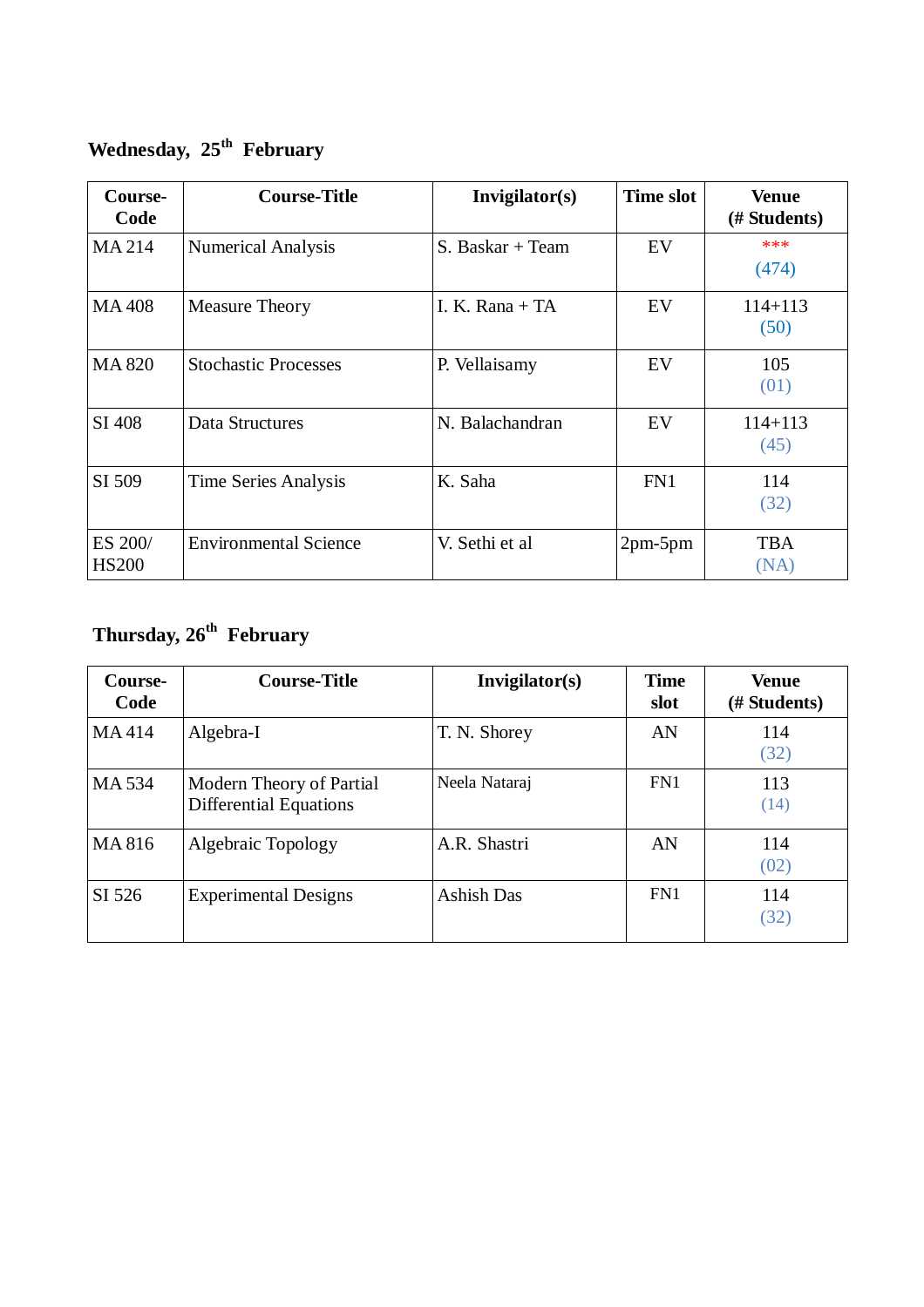### Wednesday, 25th February

| Course-Code | Course-Title | Invigilator(s) | Time slot | Venue (# Students) |
|---|---|---|---|---|
| MA 214 | Numerical Analysis | S. Baskar + Team | EV | *** (474) |
| MA 408 | Measure Theory | I. K. Rana + TA | EV | 114+113 (50) |
| MA 820 | Stochastic Processes | P. Vellaisamy | EV | 105 (01) |
| SI 408 | Data Structures | N. Balachandran | EV | 114+113 (45) |
| SI 509 | Time Series Analysis | K. Saha | FN1 | 114 (32) |
| ES 200/ HS200 | Environmental Science | V. Sethi et al | 2pm-5pm | TBA (NA) |

### Thursday, 26th February

| Course-Code | Course-Title | Invigilator(s) | Time slot | Venue (# Students) |
|---|---|---|---|---|
| MA 414 | Algebra-I | T. N. Shorey | AN | 114 (32) |
| MA 534 | Modern Theory of Partial Differential Equations | Neela Nataraj | FN1 | 113 (14) |
| MA 816 | Algebraic Topology | A.R. Shastri | AN | 114 (02) |
| SI 526 | Experimental Designs | Ashish Das | FN1 | 114 (32) |